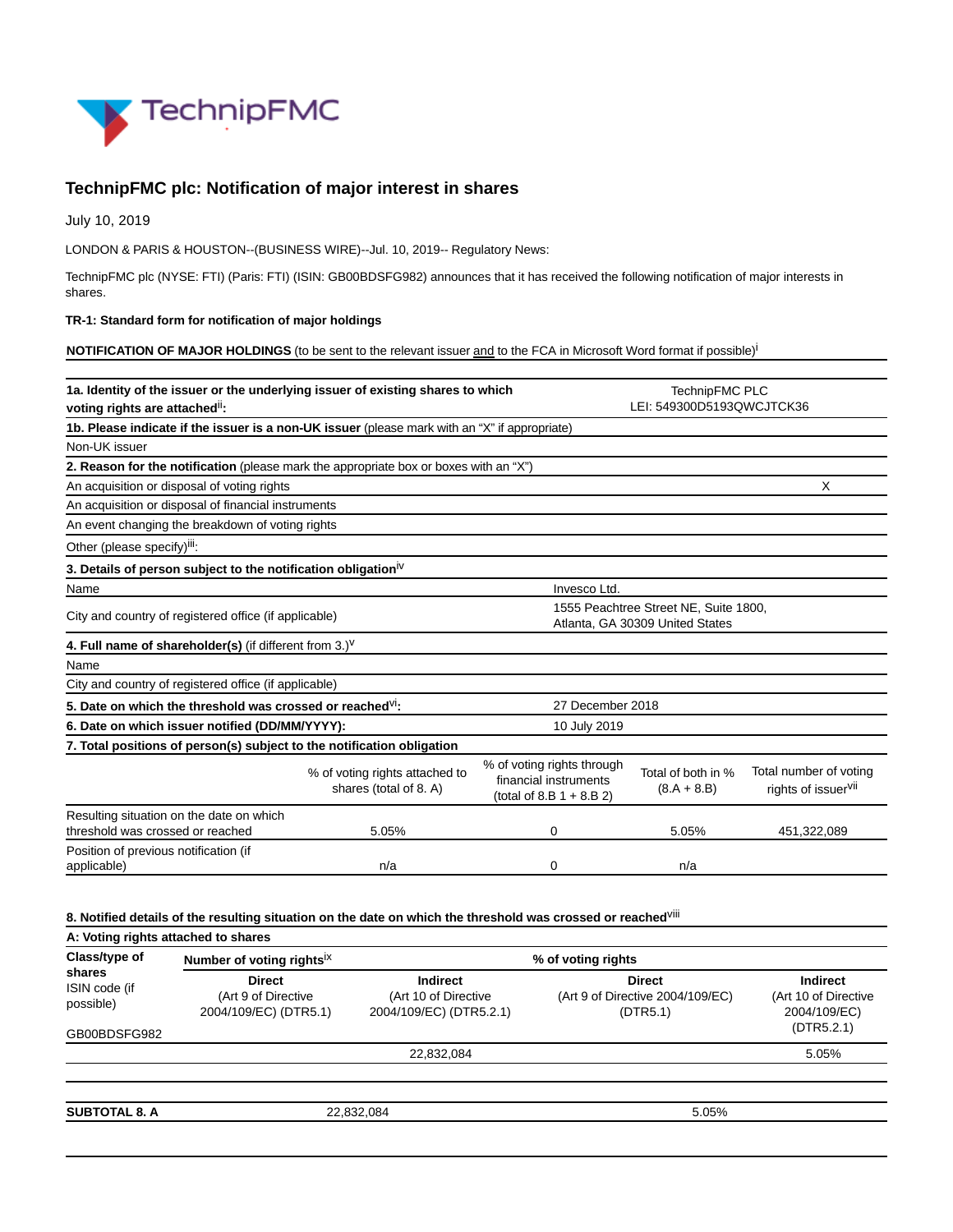TechnipFMC

# TechnipFMC plc: Notification of major interest in shares

July 10, 2019

LONDON & PARIS & HOUSTON--(BUSINESS WIRE)--Jul. 10, 2019-- Regulatory News:

TechnipFMC plc (NYSE: FTI) (Paris: FTI) (ISIN: GB00BDSFG982) announces that it has received the following notification of major interests in shares.

**TR-1: Standard form for notification of major holdings**

**NOTIFICATION OF MAJOR HOLDINGS** (to be sent to the relevant issuer and to the FCA in Microsoft Word format if possible)[i]

| | |
|---|---|
| **1a. Identity of the issuer or the underlying issuer of existing shares to which voting rights are attached[ii]:** | TechnipFMC PLC LEI: 549300D5193QWCJTCK36 |
| **1b. Please indicate if the issuer is a non-UK issuer** (please mark with an "X" if appropriate) | |
| Non-UK issuer | |
| **2. Reason for the notification** (please mark the appropriate box or boxes with an "X") | |
| An acquisition or disposal of voting rights | X |
| An acquisition or disposal of financial instruments | |
| An event changing the breakdown of voting rights | |
| Other (please specify)[iii]: | |
| **3. Details of person subject to the notification obligation[iv]** | |
| Name | Invesco Ltd. |
| City and country of registered office (if applicable) | 1555 Peachtree Street NE, Suite 1800, Atlanta, GA 30309 United States |
| **4. Full name of shareholder(s)** (if different from 3.)[v] | |
| Name | |
| City and country of registered office (if applicable) | |
| **5. Date on which the threshold was crossed or reached[vi]:** | 27 December 2018 |
| **6. Date on which issuer notified (DD/MM/YYYY):** | 10 July 2019 |

**7. Total positions of person(s) subject to the notification obligation**

| | % of voting rights attached to shares (total of 8. A) | % of voting rights through financial instruments (total of 8.B 1 + 8.B 2) | Total of both in % (8.A + 8.B) | Total number of voting rights of issuer[vii] |
|---|---|---|---|---|
| Resulting situation on the date on which threshold was crossed or reached | 5.05% | 0 | 5.05% | 451,322,089 |
| Position of previous notification (if applicable) | n/a | 0 | n/a | |

**8. Notified details of the resulting situation on the date on which the threshold was crossed or reached[viii]**

**A: Voting rights attached to shares**

| **Class/type of shares** ISIN code (if possible) | **Number of voting rights[ix]** | | **% of voting rights** | |
|---|---|---|---|---|
| | **Direct** (Art 9 of Directive 2004/109/EC) (DTR5.1) | **Indirect** (Art 10 of Directive 2004/109/EC) (DTR5.2.1) | **Direct** (Art 9 of Directive 2004/109/EC) (DTR5.1) | **Indirect** (Art 10 of Directive 2004/109/EC) (DTR5.2.1) |
| GB00BDSFG982 | | 22,832,084 | | 5.05% |
| | | | | |
| **SUBTOTAL 8. A** | 22,832,084 | | 5.05% | |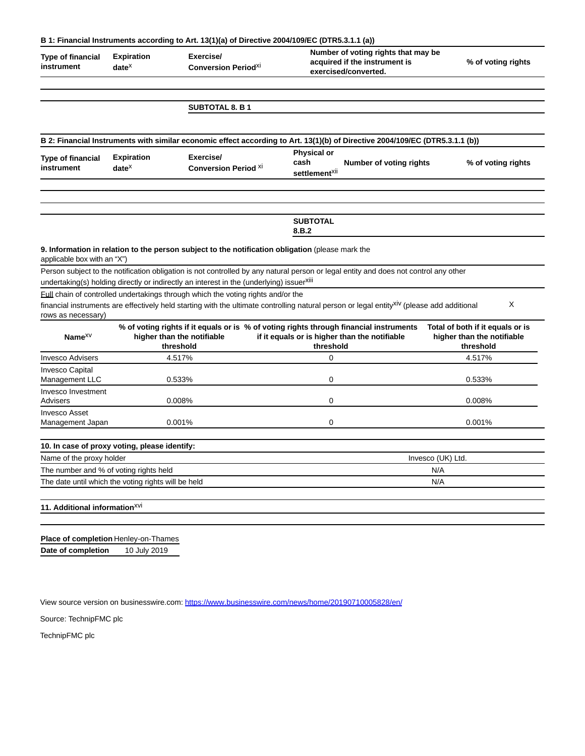**B 1: Financial Instruments according to Art. 13(1)(a) of Directive 2004/109/EC (DTR5.3.1.1 (a))**

| Type of financial instrument | Expiration date[x] | Exercise/ Conversion Period[xi] | Number of voting rights that may be acquired if the instrument is exercised/converted. | % of voting rights |
|---|---|---|---|---|
| | | | | |
| | | SUBTOTAL 8. B 1 | | |

**B 2: Financial Instruments with similar economic effect according to Art. 13(1)(b) of Directive 2004/109/EC (DTR5.3.1.1 (b))**

| Type of financial instrument | Expiration date[x] | Exercise/ Conversion Period [xi] | Physical or cash settlement[xii] | Number of voting rights | % of voting rights |
|---|---|---|---|---|---|
| | | | | | |
| | | | | | |
| | | | SUBTOTAL 8.B.2 | | |

**9. Information in relation to the person subject to the notification obligation** (please mark the applicable box with an "X")

| | |
|---|---|
| Person subject to the notification obligation is not controlled by any natural person or legal entity and does not control any other undertaking(s) holding directly or indirectly an interest in the (underlying) issuer[xiii] | |
| Full chain of controlled undertakings through which the voting rights and/or the financial instruments are effectively held starting with the ultimate controlling natural person or legal entity[xiv] (please add additional rows as necessary) | X |

| Name[xv] | % of voting rights if it equals or is higher than the notifiable threshold | % of voting rights through financial instruments if it equals or is higher than the notifiable threshold | Total of both if it equals or is higher than the notifiable threshold |
|---|---|---|---|
| Invesco Advisers | 4.517% | 0 | 4.517% |
| Invesco Capital Management LLC | 0.533% | 0 | 0.533% |
| Invesco Investment Advisers | 0.008% | 0 | 0.008% |
| Invesco Asset Management Japan | 0.001% | 0 | 0.001% |

**10. In case of proxy voting, please identify:**

| | |
|---|---|
| Name of the proxy holder | Invesco (UK) Ltd. |
| The number and % of voting rights held | N/A |
| The date until which the voting rights will be held | N/A |

**11. Additional information**[xvi]

| | |
|---|---|
| **Place of completion** | Henley-on-Thames |
| **Date of completion** | 10 July 2019 |

View source version on businesswire.com: https://www.businesswire.com/news/home/20190710005828/en/

Source: TechnipFMC plc

TechnipFMC plc